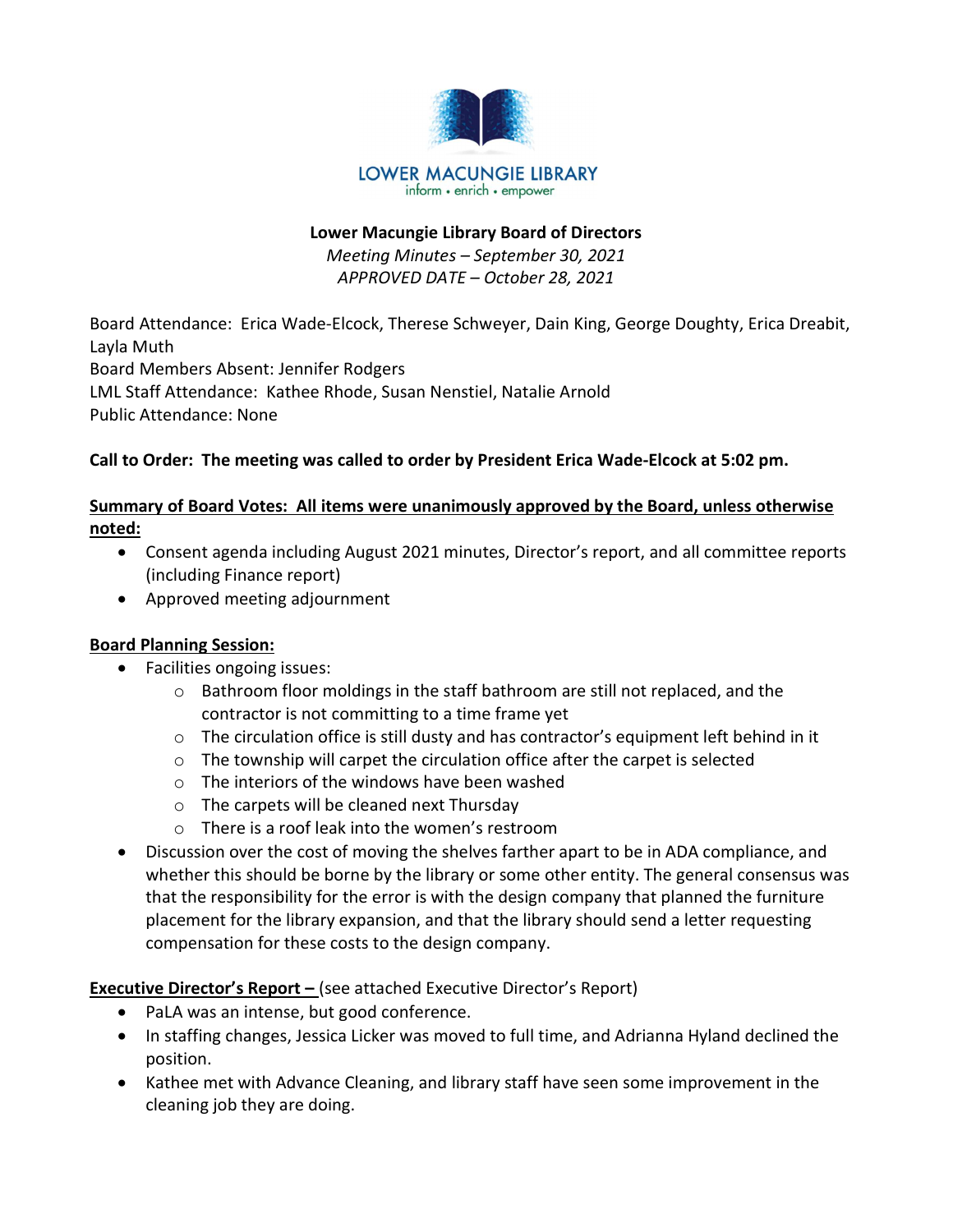LOWER MACUNGIE LIBRARY
inform • enrich • empower

**Lower Macungie Library Board of Directors**

*Meeting Minutes – September 30, 2021*

*APPROVED DATE – October 28, 2021*

Board Attendance: Erica Wade-Elcock, Therese Schweyer, Dain King, George Doughty, Erica Dreabit, Layla Muth
Board Members Absent: Jennifer Rodgers
LML Staff Attendance: Kathee Rhode, Susan Nenstiel, Natalie Arnold
Public Attendance: None

**Call to Order: The meeting was called to order by President Erica Wade-Elcock at 5:02 pm.**

**Summary of Board Votes: All items were unanimously approved by the Board, unless otherwise noted:**

- Consent agenda including August 2021 minutes, Director's report, and all committee reports (including Finance report)
- Approved meeting adjournment

**Board Planning Session:**

- Facilities ongoing issues:
  - Bathroom floor moldings in the staff bathroom are still not replaced, and the contractor is not committing to a time frame yet
  - The circulation office is still dusty and has contractor's equipment left behind in it
  - The township will carpet the circulation office after the carpet is selected
  - The interiors of the windows have been washed
  - The carpets will be cleaned next Thursday
  - There is a roof leak into the women's restroom
- Discussion over the cost of moving the shelves farther apart to be in ADA compliance, and whether this should be borne by the library or some other entity. The general consensus was that the responsibility for the error is with the design company that planned the furniture placement for the library expansion, and that the library should send a letter requesting compensation for these costs to the design company.

**Executive Director's Report –** (see attached Executive Director's Report)

- PaLA was an intense, but good conference.
- In staffing changes, Jessica Licker was moved to full time, and Adrianna Hyland declined the position.
- Kathee met with Advance Cleaning, and library staff have seen some improvement in the cleaning job they are doing.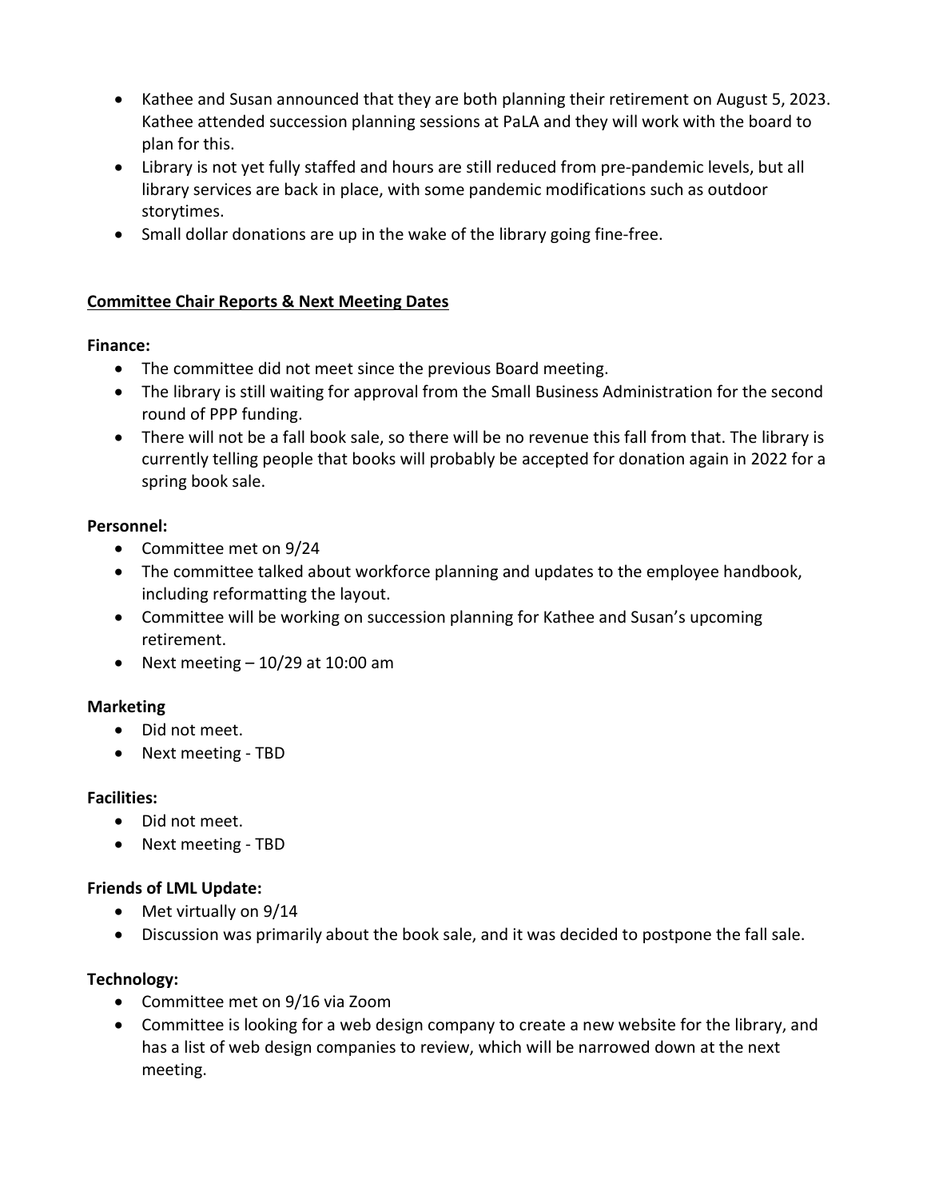- Kathee and Susan announced that they are both planning their retirement on August 5, 2023. Kathee attended succession planning sessions at PaLA and they will work with the board to plan for this.
- Library is not yet fully staffed and hours are still reduced from pre-pandemic levels, but all library services are back in place, with some pandemic modifications such as outdoor storytimes.
- Small dollar donations are up in the wake of the library going fine-free.

**<u>Committee Chair Reports & Next Meeting Dates</u>**

**Finance:**

- The committee did not meet since the previous Board meeting.
- The library is still waiting for approval from the Small Business Administration for the second round of PPP funding.
- There will not be a fall book sale, so there will be no revenue this fall from that. The library is currently telling people that books will probably be accepted for donation again in 2022 for a spring book sale.

**Personnel:**

- Committee met on 9/24
- The committee talked about workforce planning and updates to the employee handbook, including reformatting the layout.
- Committee will be working on succession planning for Kathee and Susan's upcoming retirement.
- Next meeting – 10/29 at 10:00 am

**Marketing**

- Did not meet.
- Next meeting - TBD

**Facilities:**

- Did not meet.
- Next meeting - TBD

**Friends of LML Update:**

- Met virtually on 9/14
- Discussion was primarily about the book sale, and it was decided to postpone the fall sale.

**Technology:**

- Committee met on 9/16 via Zoom
- Committee is looking for a web design company to create a new website for the library, and has a list of web design companies to review, which will be narrowed down at the next meeting.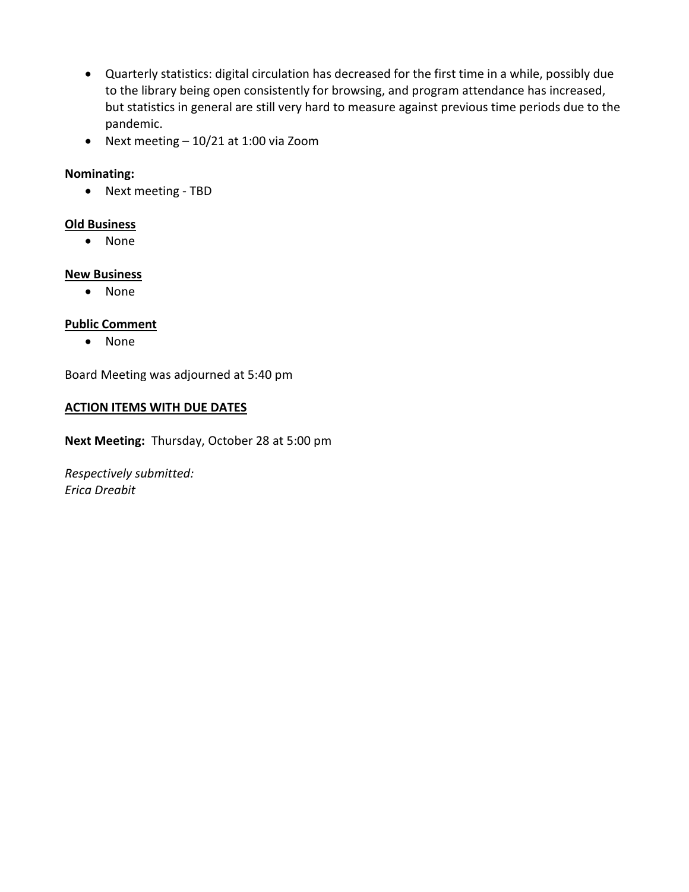- Quarterly statistics: digital circulation has decreased for the first time in a while, possibly due to the library being open consistently for browsing, and program attendance has increased, but statistics in general are still very hard to measure against previous time periods due to the pandemic.
- Next meeting – 10/21 at 1:00 via Zoom

**Nominating:**

- Next meeting - TBD

**Old Business**

- None

**New Business**

- None

**Public Comment**

- None

Board Meeting was adjourned at 5:40 pm

**ACTION ITEMS WITH DUE DATES**

**Next Meeting:** Thursday, October 28 at 5:00 pm

*Respectively submitted:*
*Erica Dreabit*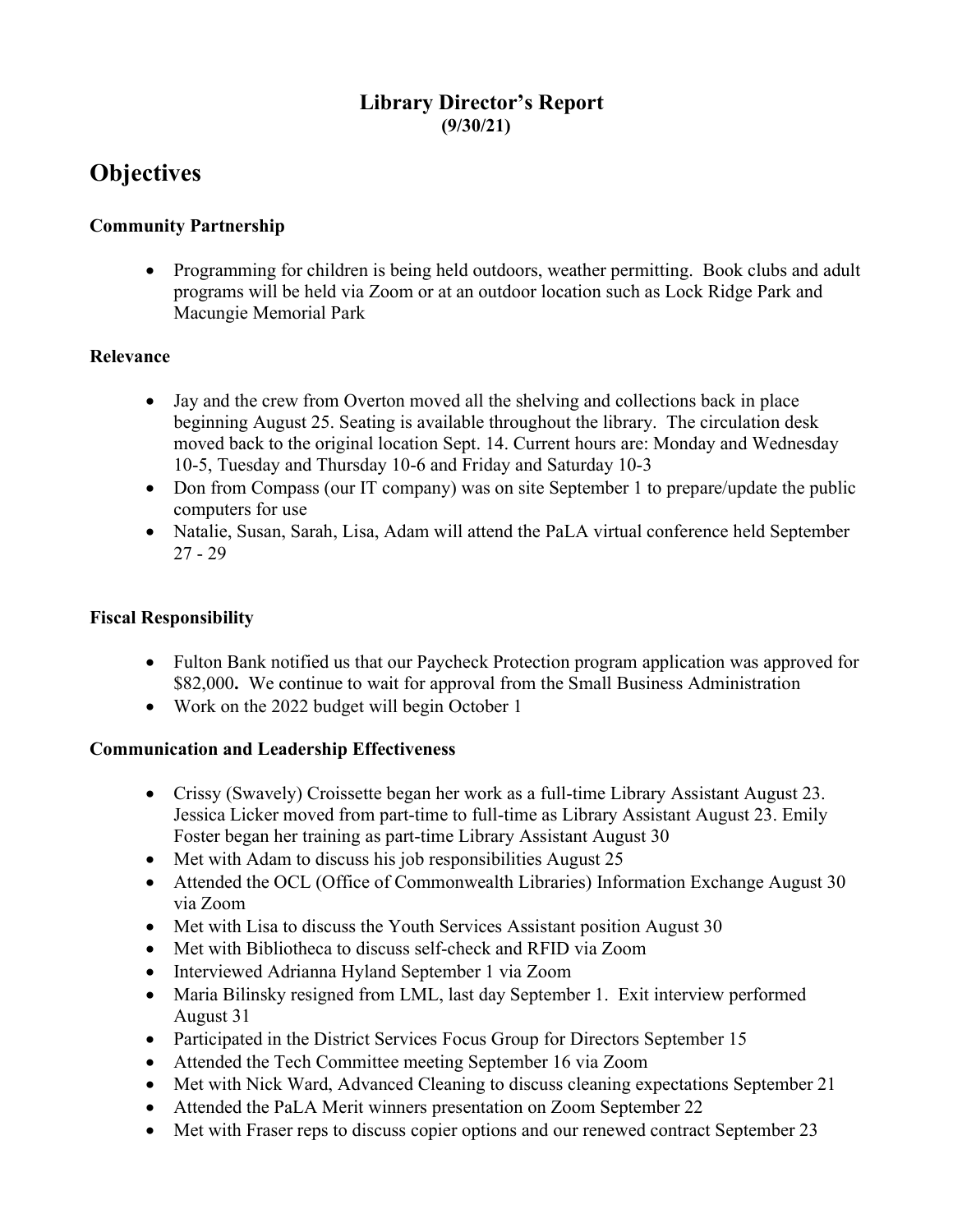# Library Director's Report
**(9/30/21)**

# Objectives

### Community Partnership

- Programming for children is being held outdoors, weather permitting. Book clubs and adult programs will be held via Zoom or at an outdoor location such as Lock Ridge Park and Macungie Memorial Park

### Relevance

- Jay and the crew from Overton moved all the shelving and collections back in place beginning August 25. Seating is available throughout the library. The circulation desk moved back to the original location Sept. 14. Current hours are: Monday and Wednesday 10-5, Tuesday and Thursday 10-6 and Friday and Saturday 10-3
- Don from Compass (our IT company) was on site September 1 to prepare/update the public computers for use
- Natalie, Susan, Sarah, Lisa, Adam will attend the PaLA virtual conference held September 27 - 29

### Fiscal Responsibility

- Fulton Bank notified us that our Paycheck Protection program application was approved for $82,000**.** We continue to wait for approval from the Small Business Administration
- Work on the 2022 budget will begin October 1

### Communication and Leadership Effectiveness

- Crissy (Swavely) Croissette began her work as a full-time Library Assistant August 23. Jessica Licker moved from part-time to full-time as Library Assistant August 23. Emily Foster began her training as part-time Library Assistant August 30
- Met with Adam to discuss his job responsibilities August 25
- Attended the OCL (Office of Commonwealth Libraries) Information Exchange August 30 via Zoom
- Met with Lisa to discuss the Youth Services Assistant position August 30
- Met with Bibliotheca to discuss self-check and RFID via Zoom
- Interviewed Adrianna Hyland September 1 via Zoom
- Maria Bilinsky resigned from LML, last day September 1. Exit interview performed August 31
- Participated in the District Services Focus Group for Directors September 15
- Attended the Tech Committee meeting September 16 via Zoom
- Met with Nick Ward, Advanced Cleaning to discuss cleaning expectations September 21
- Attended the PaLA Merit winners presentation on Zoom September 22
- Met with Fraser reps to discuss copier options and our renewed contract September 23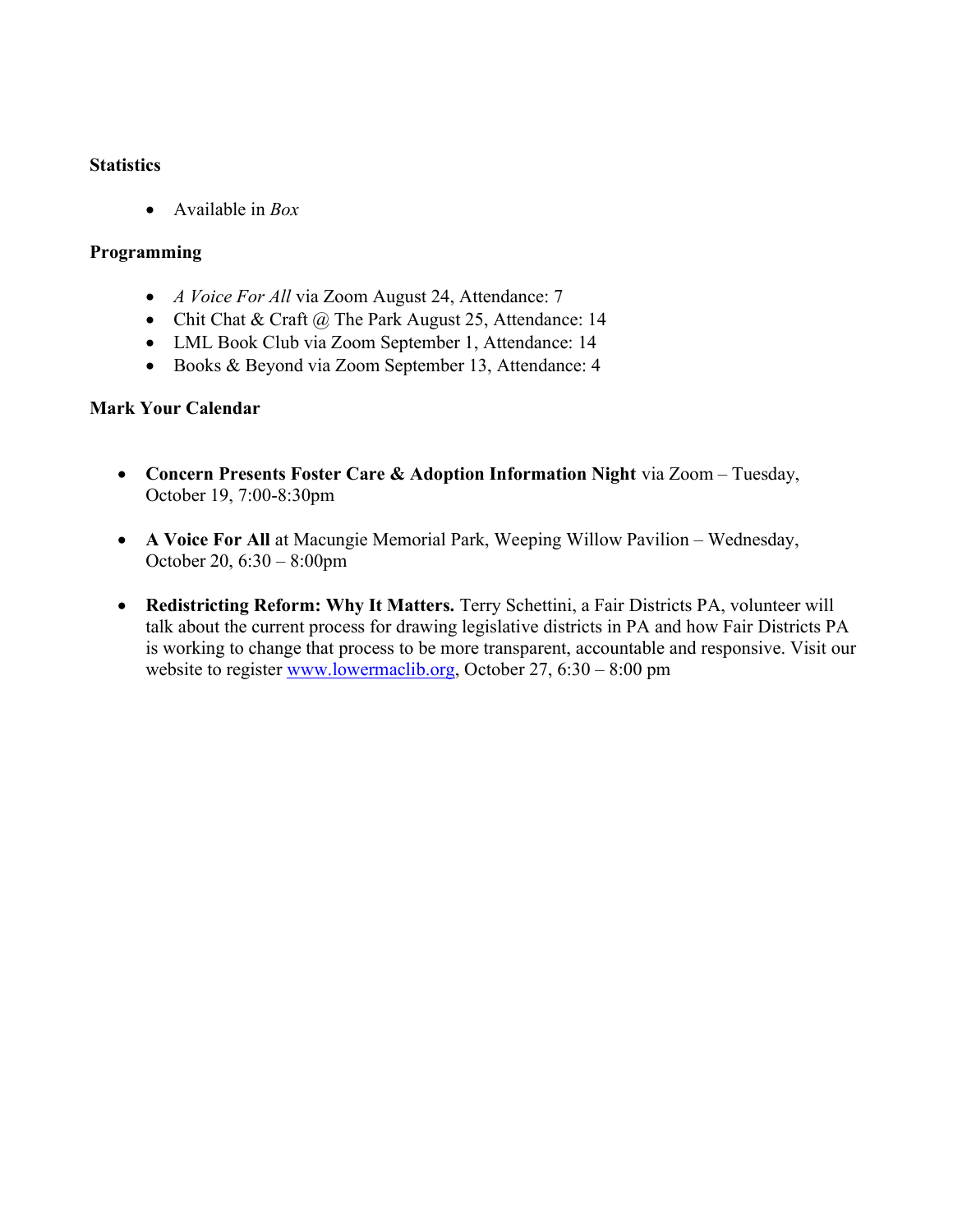**Statistics**

- Available in *Box*

**Programming**

- *A Voice For All* via Zoom August 24, Attendance: 7
- Chit Chat & Craft @ The Park August 25, Attendance: 14
- LML Book Club via Zoom September 1, Attendance: 14
- Books & Beyond via Zoom September 13, Attendance: 4

**Mark Your Calendar**

- **Concern Presents Foster Care & Adoption Information Night** via Zoom – Tuesday, October 19, 7:00-8:30pm
- **A Voice For All** at Macungie Memorial Park, Weeping Willow Pavilion – Wednesday, October 20, 6:30 – 8:00pm
- **Redistricting Reform: Why It Matters.** Terry Schettini, a Fair Districts PA, volunteer will talk about the current process for drawing legislative districts in PA and how Fair Districts PA is working to change that process to be more transparent, accountable and responsive. Visit our website to register www.lowermaclib.org, October 27, 6:30 – 8:00 pm